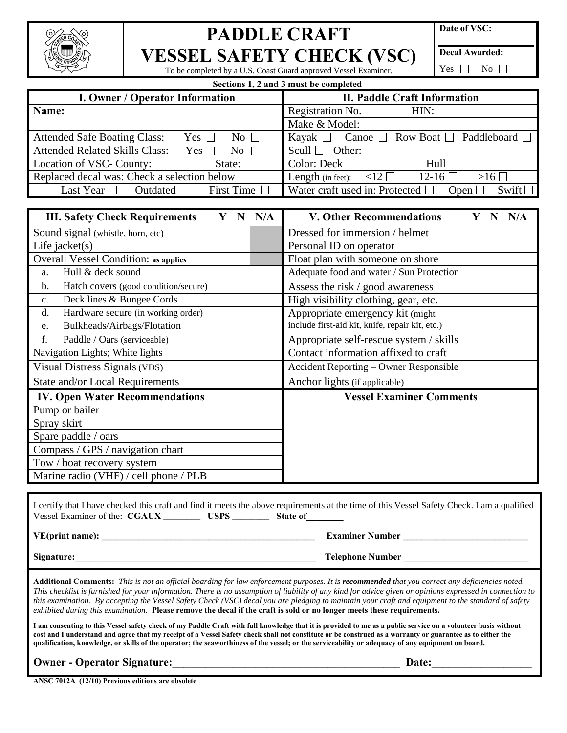# PADDLE CRAFT VESSEL SAFETY CHECK (VSC)

To be completed by a U.S. Coast Guard approved Vessel Examiner.

**Date of VSC:**

**Decal Awarded:** Yes ☐ No ☐

**Sections 1, 2 and 3 must be completed**

| I. Owner / Operator Information | II. Paddle Craft Information |
|---|---|
| **Name:** | Registration No. HIN: |
| | Make & Model: |
| Attended Safe Boating Class: Yes ☐ No ☐ | Kayak ☐ Canoe ☐ Row Boat ☐ Paddleboard ☐ |
| Attended Related Skills Class: Yes ☐ No ☐ | Scull ☐ Other: |
| Location of VSC- County: State: | Color: Deck Hull |
| Replaced decal was: Check a selection below | Length (in feet): <12 ☐ 12-16 ☐ >16 ☐ |
| Last Year ☐ Outdated ☐ First Time ☐ | Water craft used in: Protected ☐ Open ☐ Swift ☐ |

| III. Safety Check Requirements | Y | N | N/A |
|---|---|---|---|
| Sound signal (whistle, horn, etc) | | | |
| Life jacket(s) | | | |
| Overall Vessel Condition: **as applies** | | | |
| a. Hull & deck sound | | | |
| b. Hatch covers (good condition/secure) | | | |
| c. Deck lines & Bungee Cords | | | |
| d. Hardware secure (in working order) | | | |
| e. Bulkheads/Airbags/Flotation | | | |
| f. Paddle / Oars (serviceable) | | | |
| Navigation Lights; White lights | | | |
| Visual Distress Signals (VDS) | | | |
| State and/or Local Requirements | | | |
| **IV. Open Water Recommendations** | | | |
| Pump or bailer | | | |
| Spray skirt | | | |
| Spare paddle / oars | | | |
| Compass / GPS / navigation chart | | | |
| Tow / boat recovery system | | | |
| Marine radio (VHF) / cell phone / PLB | | | |

| V. Other Recommendations | Y | N | N/A |
|---|---|---|---|
| Dressed for immersion / helmet | | | |
| Personal ID on operator | | | |
| Float plan with someone on shore | | | |
| Adequate food and water / Sun Protection | | | |
| Assess the risk / good awareness | | | |
| High visibility clothing, gear, etc. | | | |
| Appropriate emergency kit (might include first-aid kit, knife, repair kit, etc.) | | | |
| Appropriate self-rescue system / skills | | | |
| Contact information affixed to craft | | | |
| Accident Reporting – Owner Responsible | | | |
| Anchor lights (if applicable) | | | |

**Vessel Examiner Comments**

I certify that I have checked this craft and find it meets the above requirements at the time of this Vessel Safety Check. I am a qualified Vessel Examiner of the: **CGAUX** ________ **USPS** ________ **State of**________

**VE(print name):** ______________________________ **Examiner Number** ______________________

**Signature:**______________________________ **Telephone Number** ______________________

**Additional Comments:** *This is not an official boarding for law enforcement purposes. It is* ***recommended*** *that you correct any deficiencies noted. This checklist is furnished for your information. There is no assumption of liability of any kind for advice given or opinions expressed in connection to this examination. By accepting the Vessel Safety Check (VSC) decal you are pledging to maintain your craft and equipment to the standard of safety exhibited during this examination.* **Please remove the decal if the craft is sold or no longer meets these requirements.**

**I am consenting to this Vessel safety check of my Paddle Craft with full knowledge that it is provided to me as a public service on a volunteer basis without cost and I understand and agree that my receipt of a Vessel Safety check shall not constitute or be construed as a warranty or guarantee as to either the qualification, knowledge, or skills of the operator; the seaworthiness of the vessel; or the serviceability or adequacy of any equipment on board.**

**Owner - Operator Signature:**______________________________ **Date:**______________

**ANSC 7012A (12/10) Previous editions are obsolete**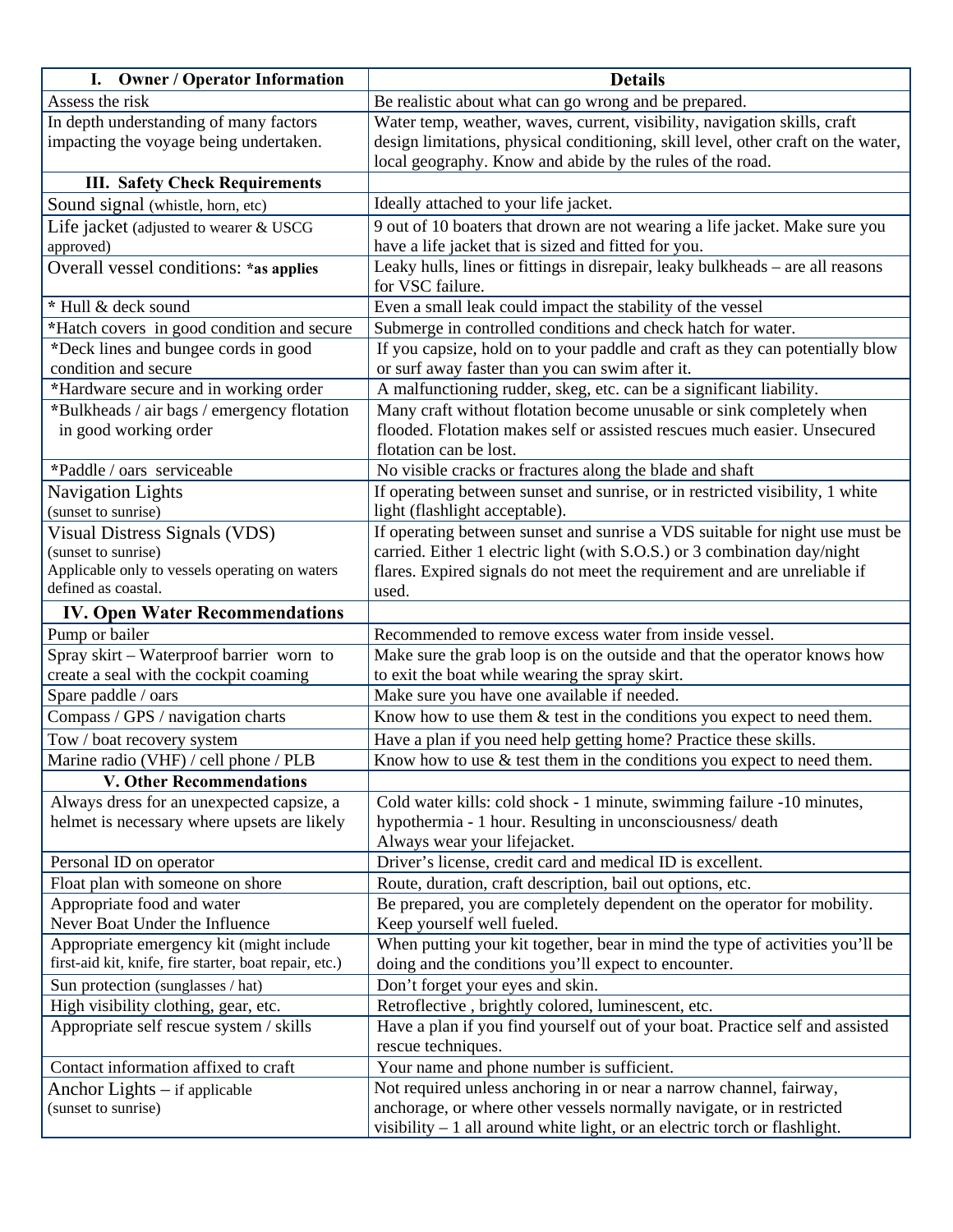| I. Owner / Operator Information | Details |
|---|---|
| Assess the risk | Be realistic about what can go wrong and be prepared. |
| In depth understanding of many factors impacting the voyage being undertaken. | Water temp, weather, waves, current, visibility, navigation skills, craft design limitations, physical conditioning, skill level, other craft on the water, local geography. Know and abide by the rules of the road. |
| **III. Safety Check Requirements** | |
| Sound signal (whistle, horn, etc) | Ideally attached to your life jacket. |
| Life jacket (adjusted to wearer & USCG approved) | 9 out of 10 boaters that drown are not wearing a life jacket. Make sure you have a life jacket that is sized and fitted for you. |
| Overall vessel conditions: **\*as applies** | Leaky hulls, lines or fittings in disrepair, leaky bulkheads – are all reasons for VSC failure. |
| * Hull & deck sound | Even a small leak could impact the stability of the vessel |
| *Hatch covers in good condition and secure | Submerge in controlled conditions and check hatch for water. |
| *Deck lines and bungee cords in good condition and secure | If you capsize, hold on to your paddle and craft as they can potentially blow or surf away faster than you can swim after it. |
| *Hardware secure and in working order | A malfunctioning rudder, skeg, etc. can be a significant liability. |
| *Bulkheads / air bags / emergency flotation in good working order | Many craft without flotation become unusable or sink completely when flooded. Flotation makes self or assisted rescues much easier. Unsecured flotation can be lost. |
| *Paddle / oars serviceable | No visible cracks or fractures along the blade and shaft |
| Navigation Lights (sunset to sunrise) | If operating between sunset and sunrise, or in restricted visibility, 1 white light (flashlight acceptable). |
| Visual Distress Signals (VDS) (sunset to sunrise) Applicable only to vessels operating on waters defined as coastal. | If operating between sunset and sunrise a VDS suitable for night use must be carried. Either 1 electric light (with S.O.S.) or 3 combination day/night flares. Expired signals do not meet the requirement and are unreliable if used. |
| **IV. Open Water Recommendations** | |
| Pump or bailer | Recommended to remove excess water from inside vessel. |
| Spray skirt – Waterproof barrier worn to create a seal with the cockpit coaming | Make sure the grab loop is on the outside and that the operator knows how to exit the boat while wearing the spray skirt. |
| Spare paddle / oars | Make sure you have one available if needed. |
| Compass / GPS / navigation charts | Know how to use them & test in the conditions you expect to need them. |
| Tow / boat recovery system | Have a plan if you need help getting home? Practice these skills. |
| Marine radio (VHF) / cell phone / PLB | Know how to use & test them in the conditions you expect to need them. |
| **V. Other Recommendations** | |
| Always dress for an unexpected capsize, a helmet is necessary where upsets are likely | Cold water kills: cold shock - 1 minute, swimming failure -10 minutes, hypothermia - 1 hour. Resulting in unconsciousness/ death Always wear your lifejacket. |
| Personal ID on operator | Driver's license, credit card and medical ID is excellent. |
| Float plan with someone on shore | Route, duration, craft description, bail out options, etc. |
| Appropriate food and water Never Boat Under the Influence | Be prepared, you are completely dependent on the operator for mobility. Keep yourself well fueled. |
| Appropriate emergency kit (might include first-aid kit, knife, fire starter, boat repair, etc.) | When putting your kit together, bear in mind the type of activities you'll be doing and the conditions you'll expect to encounter. |
| Sun protection (sunglasses / hat) | Don't forget your eyes and skin. |
| High visibility clothing, gear, etc. | Retroflective , brightly colored, luminescent, etc. |
| Appropriate self rescue system / skills | Have a plan if you find yourself out of your boat. Practice self and assisted rescue techniques. |
| Contact information affixed to craft | Your name and phone number is sufficient. |
| Anchor Lights – if applicable (sunset to sunrise) | Not required unless anchoring in or near a narrow channel, fairway, anchorage, or where other vessels normally navigate, or in restricted visibility – 1 all around white light, or an electric torch or flashlight. |